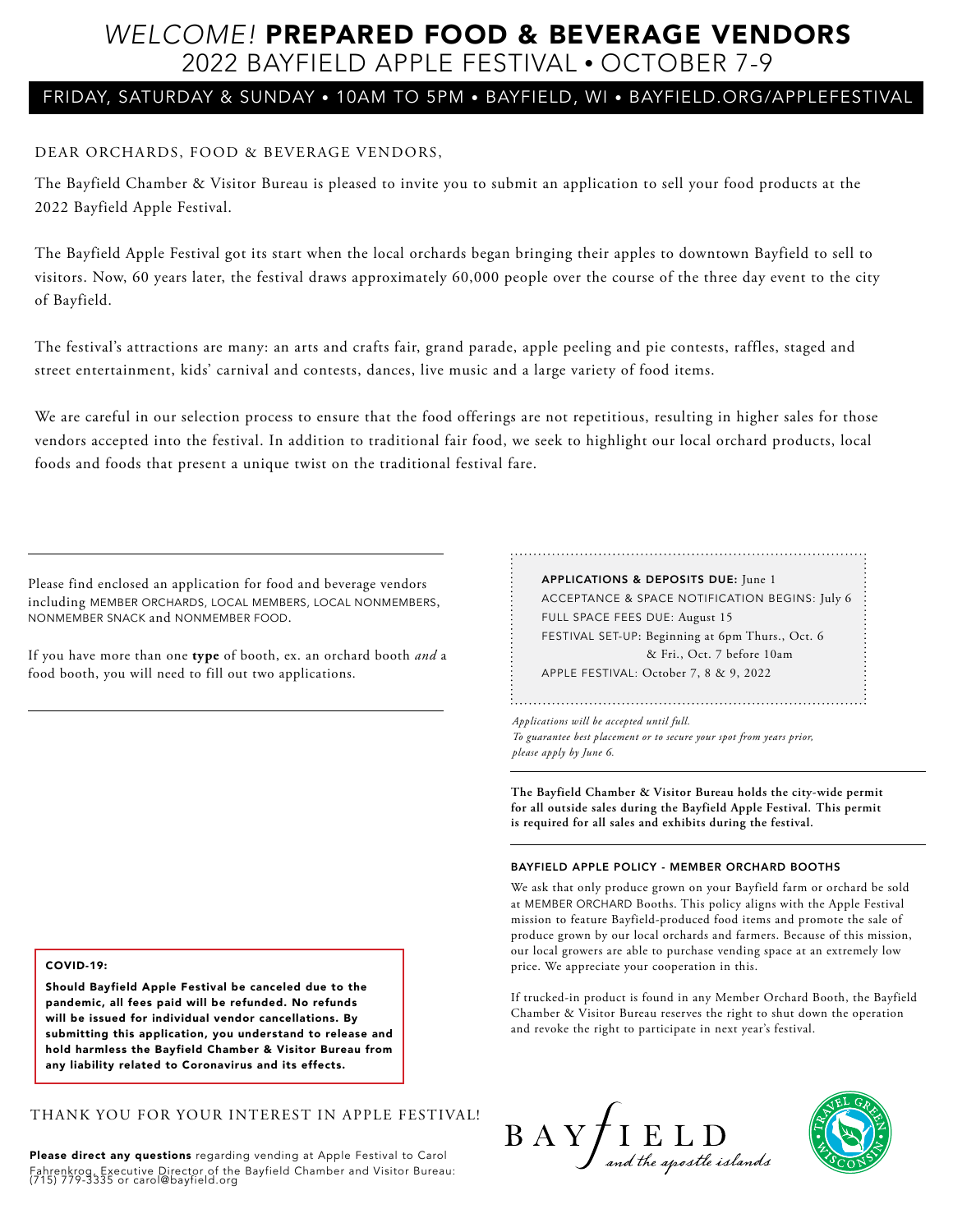# *WELCOME!* PREPARED FOOD & BEVERAGE VENDORS

## 2022 BAYFIELD APPLE FESTIVAL • OCTOBER 7-9

FRIDAY, SATURDAY & SUNDAY • 10AM TO 5PM • BAYFIELD, WI • BAYFIELD.ORG/APPLEFESTIVAL

DEAR ORCHARDS, FOOD & BEVERAGE VENDORS,

The Bayfield Chamber & Visitor Bureau is pleased to invite you to submit an application to sell your food products at the 2022 Bayfield Apple Festival.

The Bayfield Apple Festival got its start when the local orchards began bringing their apples to downtown Bayfield to sell to visitors. Now, 60 years later, the festival draws approximately 60,000 people over the course of the three day event to the city of Bayfield.

The festival's attractions are many: an arts and crafts fair, grand parade, apple peeling and pie contests, raffles, staged and street entertainment, kids' carnival and contests, dances, live music and a large variety of food items.

We are careful in our selection process to ensure that the food offerings are not repetitious, resulting in higher sales for those vendors accepted into the festival. In addition to traditional fair food, we seek to highlight our local orchard products, local foods and foods that present a unique twist on the traditional festival fare.

---

Please find enclosed an application for food and beverage vendors including MEMBER ORCHARDS, LOCAL MEMBERS, LOCAL NONMEMBERS, NONMEMBER SNACK and NONMEMBER FOOD.

If you have more than one **type** of booth, ex. an orchard booth *and* a food booth, you will need to fill out two applications.

---

**APPLICATIONS & DEPOSITS DUE:** June 1
ACCEPTANCE & SPACE NOTIFICATION BEGINS: July 6
FULL SPACE FEES DUE: August 15
FESTIVAL SET-UP: Beginning at 6pm Thurs., Oct. 6
& Fri., Oct. 7 before 10am
APPLE FESTIVAL: October 7, 8 & 9, 2022

*Applications will be accepted until full.*
*To guarantee best placement or to secure your spot from years prior, please apply by June 6.*

**The Bayfield Chamber & Visitor Bureau holds the city-wide permit for all outside sales during the Bayfield Apple Festival. This permit is required for all sales and exhibits during the festival.**

### BAYFIELD APPLE POLICY - MEMBER ORCHARD BOOTHS

We ask that only produce grown on your Bayfield farm or orchard be sold at MEMBER ORCHARD Booths. This policy aligns with the Apple Festival mission to feature Bayfield-produced food items and promote the sale of produce grown by our local orchards and farmers. Because of this mission, our local growers are able to purchase vending space at an extremely low price. We appreciate your cooperation in this.

If trucked-in product is found in any Member Orchard Booth, the Bayfield Chamber & Visitor Bureau reserves the right to shut down the operation and revoke the right to participate in next year's festival.

**COVID-19:**

**Should Bayfield Apple Festival be canceled due to the pandemic, all fees paid will be refunded. No refunds will be issued for individual vendor cancellations. By submitting this application, you understand to release and hold harmless the Bayfield Chamber & Visitor Bureau from any liability related to Coronavirus and its effects.**

THANK YOU FOR YOUR INTEREST IN APPLE FESTIVAL!

**Please direct any questions** regarding vending at Apple Festival to Carol Fahrenkrog, Executive Director of the Bayfield Chamber and Visitor Bureau: (715) 779-3335 or carol@bayfield.org

BAYFIELD *and the apostle islands*

TRAVEL GREEN WISCONSIN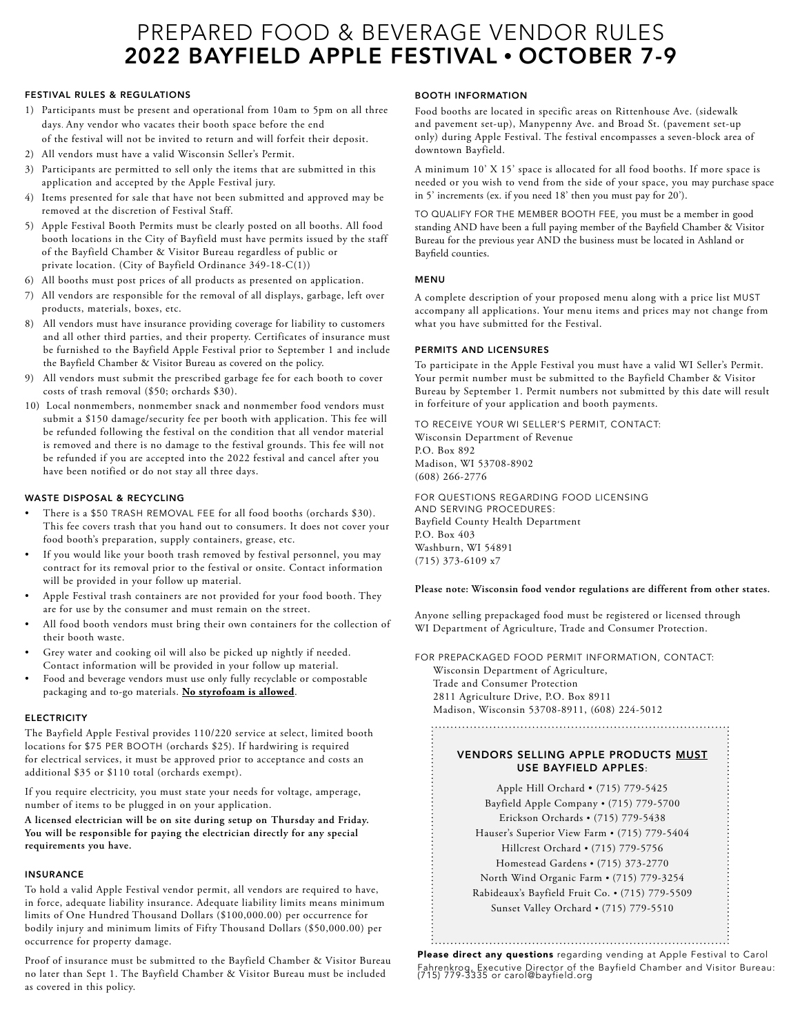# PREPARED FOOD & BEVERAGE VENDOR RULES
# 2022 BAYFIELD APPLE FESTIVAL • OCTOBER 7-9

### FESTIVAL RULES & REGULATIONS

1) Participants must be present and operational from 10am to 5pm on all three days. Any vendor who vacates their booth space before the end of the festival will not be invited to return and will forfeit their deposit.
2) All vendors must have a valid Wisconsin Seller's Permit.
3) Participants are permitted to sell only the items that are submitted in this application and accepted by the Apple Festival jury.
4) Items presented for sale that have not been submitted and approved may be removed at the discretion of Festival Staff.
5) Apple Festival Booth Permits must be clearly posted on all booths. All food booth locations in the City of Bayfield must have permits issued by the staff of the Bayfield Chamber & Visitor Bureau regardless of public or private location. (City of Bayfield Ordinance 349-18-C(1))
6) All booths must post prices of all products as presented on application.
7) All vendors are responsible for the removal of all displays, garbage, left over products, materials, boxes, etc.
8) All vendors must have insurance providing coverage for liability to customers and all other third parties, and their property. Certificates of insurance must be furnished to the Bayfield Apple Festival prior to September 1 and include the Bayfield Chamber & Visitor Bureau as covered on the policy.
9) All vendors must submit the prescribed garbage fee for each booth to cover costs of trash removal ($50; orchards $30).
10) Local nonmembers, nonmember snack and nonmember food vendors must submit a $150 damage/security fee per booth with application. This fee will be refunded following the festival on the condition that all vendor material is removed and there is no damage to the festival grounds. This fee will not be refunded if you are accepted into the 2022 festival and cancel after you have been notified or do not stay all three days.

### WASTE DISPOSAL & RECYCLING

- There is a $50 TRASH REMOVAL FEE for all food booths (orchards $30). This fee covers trash that you hand out to consumers. It does not cover your food booth's preparation, supply containers, grease, etc.
- If you would like your booth trash removed by festival personnel, you may contract for its removal prior to the festival or onsite. Contact information will be provided in your follow up material.
- Apple Festival trash containers are not provided for your food booth. They are for use by the consumer and must remain on the street.
- All food booth vendors must bring their own containers for the collection of their booth waste.
- Grey water and cooking oil will also be picked up nightly if needed. Contact information will be provided in your follow up material.
- Food and beverage vendors must use only fully recyclable or compostable packaging and to-go materials. **No styrofoam is allowed**.

### ELECTRICITY

The Bayfield Apple Festival provides 110/220 service at select, limited booth locations for $75 PER BOOTH (orchards $25). If hardwiring is required for electrical services, it must be approved prior to acceptance and costs an additional $35 or $110 total (orchards exempt).

If you require electricity, you must state your needs for voltage, amperage, number of items to be plugged in on your application.

**A licensed electrician will be on site during setup on Thursday and Friday. You will be responsible for paying the electrician directly for any special requirements you have.**

### INSURANCE

To hold a valid Apple Festival vendor permit, all vendors are required to have, in force, adequate liability insurance. Adequate liability limits means minimum limits of One Hundred Thousand Dollars ($100,000.00) per occurrence for bodily injury and minimum limits of Fifty Thousand Dollars ($50,000.00) per occurrence for property damage.

Proof of insurance must be submitted to the Bayfield Chamber & Visitor Bureau no later than Sept 1. The Bayfield Chamber & Visitor Bureau must be included as covered in this policy.

### BOOTH INFORMATION

Food booths are located in specific areas on Rittenhouse Ave. (sidewalk and pavement set-up), Manypenny Ave. and Broad St. (pavement set-up only) during Apple Festival. The festival encompasses a seven-block area of downtown Bayfield.

A minimum 10' X 15' space is allocated for all food booths. If more space is needed or you wish to vend from the side of your space, you may purchase space in 5' increments (ex. if you need 18' then you must pay for 20').

TO QUALIFY FOR THE MEMBER BOOTH FEE, you must be a member in good standing AND have been a full paying member of the Bayfield Chamber & Visitor Bureau for the previous year AND the business must be located in Ashland or Bayfield counties.

### MENU

A complete description of your proposed menu along with a price list MUST accompany all applications. Your menu items and prices may not change from what you have submitted for the Festival.

### PERMITS AND LICENSURES

To participate in the Apple Festival you must have a valid WI Seller's Permit. Your permit number must be submitted to the Bayfield Chamber & Visitor Bureau by September 1. Permit numbers not submitted by this date will result in forfeiture of your application and booth payments.

TO RECEIVE YOUR WI SELLER'S PERMIT, CONTACT:
Wisconsin Department of Revenue
P.O. Box 892
Madison, WI 53708-8902
(608) 266-2776

FOR QUESTIONS REGARDING FOOD LICENSING AND SERVING PROCEDURES:
Bayfield County Health Department
P.O. Box 403
Washburn, WI 54891
(715) 373-6109 x7

**Please note: Wisconsin food vendor regulations are different from other states.**

Anyone selling prepackaged food must be registered or licensed through WI Department of Agriculture, Trade and Consumer Protection.

FOR PREPACKAGED FOOD PERMIT INFORMATION, CONTACT:
Wisconsin Department of Agriculture,
Trade and Consumer Protection
2811 Agriculture Drive, P.O. Box 8911
Madison, Wisconsin 53708-8911, (608) 224-5012

**VENDORS SELLING APPLE PRODUCTS MUST USE BAYFIELD APPLES:**

Apple Hill Orchard • (715) 779-5425
Bayfield Apple Company • (715) 779-5700
Erickson Orchards • (715) 779-5438
Hauser's Superior View Farm • (715) 779-5404
Hillcrest Orchard • (715) 779-5756
Homestead Gardens • (715) 373-2770
North Wind Organic Farm • (715) 779-3254
Rabideaux's Bayfield Fruit Co. • (715) 779-5509
Sunset Valley Orchard • (715) 779-5510

**Please direct any questions** regarding vending at Apple Festival to Carol Fahrenkrog, Executive Director of the Bayfield Chamber and Visitor Bureau: (715) 779-3335 or carol@bayfield.org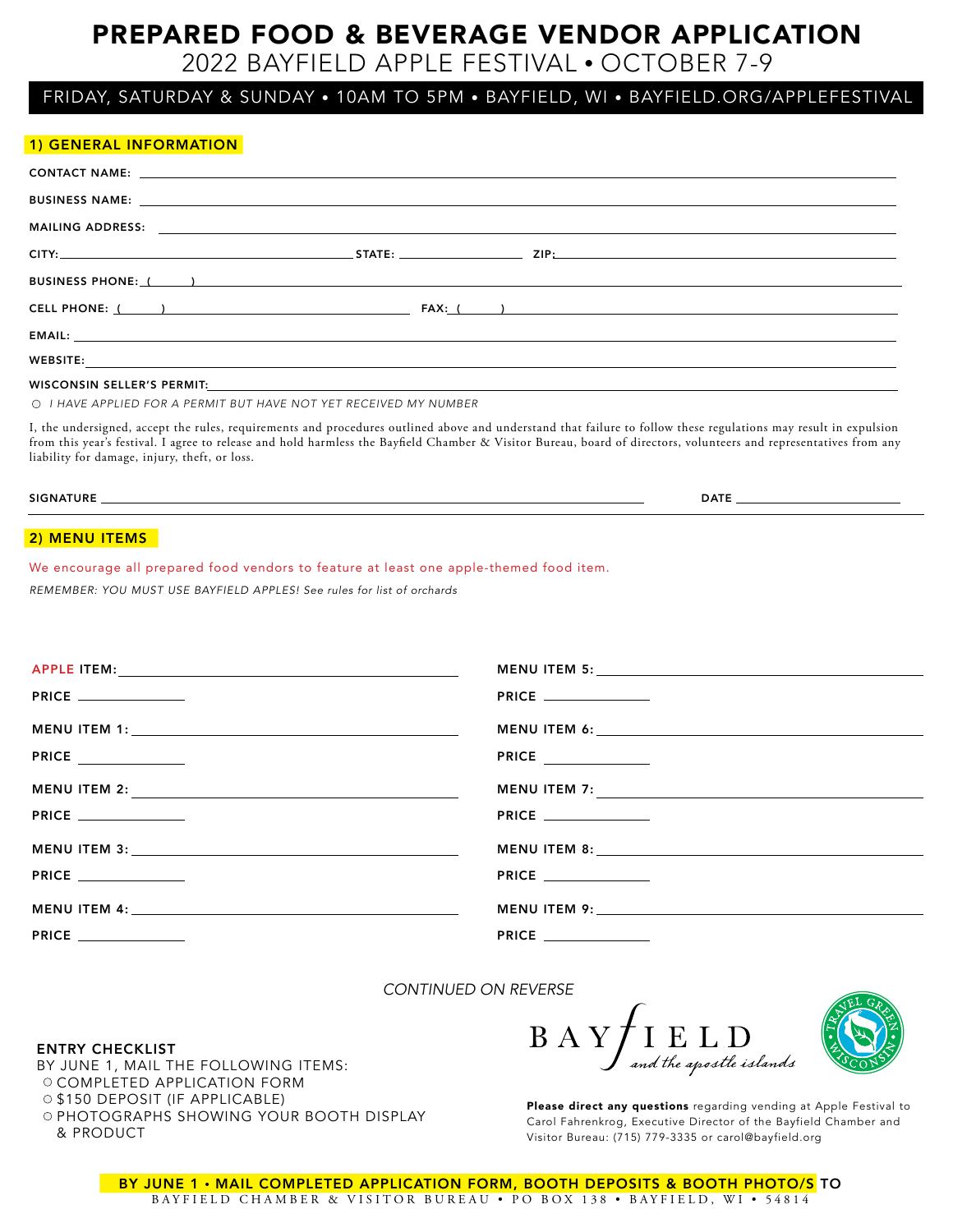# PREPARED FOOD & BEVERAGE VENDOR APPLICATION

## 2022 BAYFIELD APPLE FESTIVAL • OCTOBER 7-9

FRIDAY, SATURDAY & SUNDAY • 10AM TO 5PM • BAYFIELD, WI • BAYFIELD.ORG/APPLEFESTIVAL

## 1) GENERAL INFORMATION

CONTACT NAME: ______________________________

BUSINESS NAME: ______________________________

MAILING ADDRESS: ______________________________

CITY: ______________ STATE: ______________ ZIP: ______________

BUSINESS PHONE: ( ) ______________________________

CELL PHONE: ( ) ______________ FAX: ( ) ______________

EMAIL: ______________________________

WEBSITE: ______________________________

WISCONSIN SELLER'S PERMIT: ______________________________

○ *I HAVE APPLIED FOR A PERMIT BUT HAVE NOT YET RECEIVED MY NUMBER*

I, the undersigned, accept the rules, requirements and procedures outlined above and understand that failure to follow these regulations may result in expulsion from this year's festival. I agree to release and hold harmless the Bayfield Chamber & Visitor Bureau, board of directors, volunteers and representatives from any liability for damage, injury, theft, or loss.

SIGNATURE ______________________________ DATE ______________

## 2) MENU ITEMS

We encourage all prepared food vendors to feature at least one apple-themed food item.

*REMEMBER: YOU MUST USE BAYFIELD APPLES! See rules for list of orchards*

APPLE ITEM: ______________________________

PRICE ______________

MENU ITEM 1: ______________________________

PRICE ______________

MENU ITEM 2: ______________________________

PRICE ______________

MENU ITEM 3: ______________________________

PRICE ______________

MENU ITEM 4: ______________________________

PRICE ______________

MENU ITEM 5: ______________________________

PRICE ______________

MENU ITEM 6: ______________________________

PRICE ______________

MENU ITEM 7: ______________________________

PRICE ______________

MENU ITEM 8: ______________________________

PRICE ______________

MENU ITEM 9: ______________________________

PRICE ______________

*CONTINUED ON REVERSE*

**ENTRY CHECKLIST**

BY JUNE 1, MAIL THE FOLLOWING ITEMS:

- ○ COMPLETED APPLICATION FORM
- ○ $150 DEPOSIT (IF APPLICABLE)
- ○ PHOTOGRAPHS SHOWING YOUR BOOTH DISPLAY & PRODUCT

BAYFIELD *and the apostle islands*

TRAVEL GREEN WISCONSIN

**Please direct any questions** regarding vending at Apple Festival to Carol Fahrenkrog, Executive Director of the Bayfield Chamber and Visitor Bureau: (715) 779-3335 or carol@bayfield.org

**BY JUNE 1 • MAIL COMPLETED APPLICATION FORM, BOOTH DEPOSITS & BOOTH PHOTO/S TO**

BAYFIELD CHAMBER & VISITOR BUREAU • PO BOX 138 • BAYFIELD, WI • 54814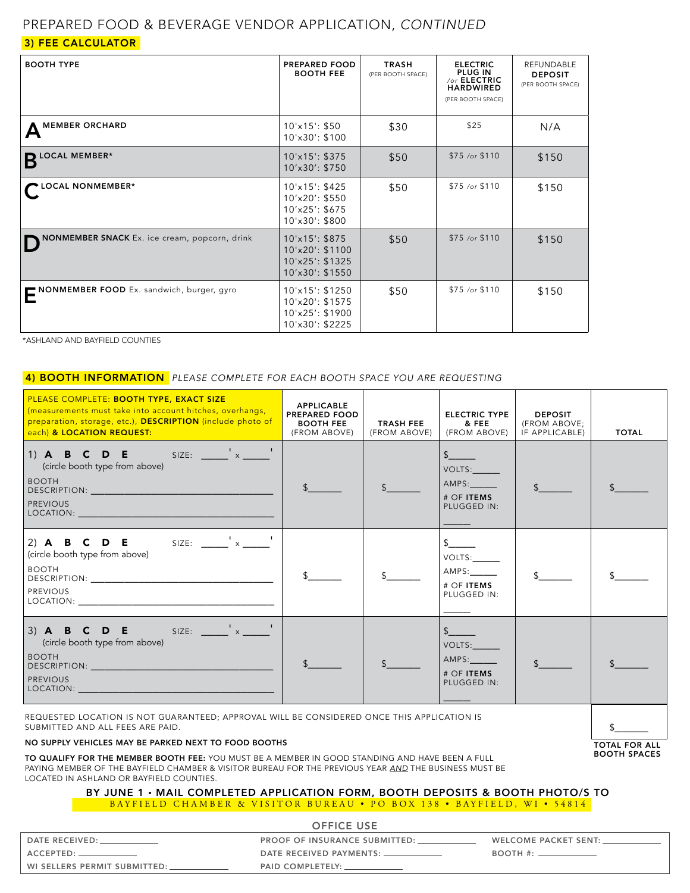# PREPARED FOOD & BEVERAGE VENDOR APPLICATION, *CONTINUED*

## 3) FEE CALCULATOR

| BOOTH TYPE | PREPARED FOOD BOOTH FEE | TRASH (PER BOOTH SPACE) | ELECTRIC PLUG IN /or ELECTRIC HARDWIRED (PER BOOTH SPACE) | REFUNDABLE DEPOSIT (PER BOOTH SPACE) |
|---|---|---|---|---|
| **A MEMBER ORCHARD** | 10'x15': $50<br>10'x30': $100 | $30 | $25 | N/A |
| **B LOCAL MEMBER*** | 10'x15': $375<br>10'x30': $750 | $50 | $75 /or $110 | $150 |
| **C LOCAL NONMEMBER*** | 10'x15': $425<br>10'x20': $550<br>10'x25': $675<br>10'x30': $800 | $50 | $75 /or $110 | $150 |
| **D NONMEMBER SNACK** Ex. ice cream, popcorn, drink | 10'x15': $875<br>10'x20': $1100<br>10'x25': $1325<br>10'x30': $1550 | $50 | $75 /or $110 | $150 |
| **E NONMEMBER FOOD** Ex. sandwich, burger, gyro | 10'x15': $1250<br>10'x20': $1575<br>10'x25': $1900<br>10'x30': $2225 | $50 | $75 /or $110 | $150 |

*ASHLAND AND BAYFIELD COUNTIES

## 4) BOOTH INFORMATION *PLEASE COMPLETE FOR EACH BOOTH SPACE YOU ARE REQUESTING*

| PLEASE COMPLETE: **BOOTH TYPE, EXACT SIZE** (measurements must take into account hitches, overhangs, preparation, storage, etc.), **DESCRIPTION** (include photo of each) **& LOCATION REQUEST:** | APPLICABLE PREPARED FOOD BOOTH FEE (FROM ABOVE) | TRASH FEE (FROM ABOVE) | ELECTRIC TYPE & FEE (FROM ABOVE) | DEPOSIT (FROM ABOVE; IF APPLICABLE) | TOTAL |
|---|---|---|---|---|---|
| 1) **A B C D E** SIZE: _____' x _____' (circle booth type from above)<br>BOOTH DESCRIPTION: ______<br>PREVIOUS LOCATION: ______ | $______ | $______ | $_____<br>VOLTS:______<br>AMPS:______<br># OF **ITEMS** PLUGGED IN: ______ | $______ | $______ |
| 2) **A B C D E** SIZE: _____' x _____' (circle booth type from above)<br>BOOTH DESCRIPTION: ______<br>PREVIOUS LOCATION: ______ | $______ | $______ | $_____<br>VOLTS:______<br>AMPS:______<br># OF **ITEMS** PLUGGED IN: ______ | $______ | $______ |
| 3) **A B C D E** SIZE: _____' x _____' (circle booth type from above)<br>BOOTH DESCRIPTION: ______<br>PREVIOUS LOCATION: ______ | $______ | $______ | $_____<br>VOLTS:______<br>AMPS:______<br># OF **ITEMS** PLUGGED IN: ______ | $______ | $______ |

$______ **TOTAL FOR ALL BOOTH SPACES**

REQUESTED LOCATION IS NOT GUARANTEED; APPROVAL WILL BE CONSIDERED ONCE THIS APPLICATION IS SUBMITTED AND ALL FEES ARE PAID.

**NO SUPPLY VEHICLES MAY BE PARKED NEXT TO FOOD BOOTHS**

**TO QUALIFY FOR THE MEMBER BOOTH FEE:** YOU MUST BE A MEMBER IN GOOD STANDING AND HAVE BEEN A FULL PAYING MEMBER OF THE BAYFIELD CHAMBER & VISITOR BUREAU FOR THE PREVIOUS YEAR *AND* THE BUSINESS MUST BE LOCATED IN ASHLAND OR BAYFIELD COUNTIES.

**BY JUNE 1 • MAIL COMPLETED APPLICATION FORM, BOOTH DEPOSITS & BOOTH PHOTO/S TO**
BAYFIELD CHAMBER & VISITOR BUREAU • PO BOX 138 • BAYFIELD, WI • 54814

### OFFICE USE

DATE RECEIVED: ______ PROOF OF INSURANCE SUBMITTED: ______ WELCOME PACKET SENT: ______
ACCEPTED: ______ DATE RECEIVED PAYMENTS: ______ BOOTH #: ______
WI SELLERS PERMIT SUBMITTED: ______ PAID COMPLETELY: ______